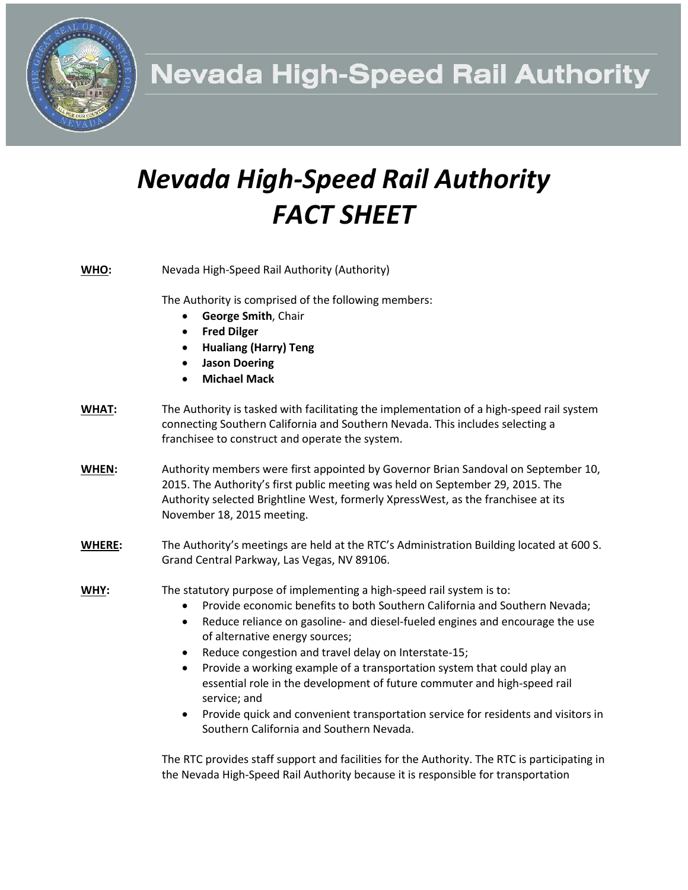# Nevada High-Speed Rail Authority

## *Nevada High-Speed Rail Authority FACT SHEET*

**WHO:** Nevada High-Speed Rail Authority (Authority)

The Authority is comprised of the following members:

- **George Smith**, Chair
- **Fred Dilger**
- **Hualiang (Harry) Teng**
- **Jason Doering**
- **Michael Mack**

**WHAT:** The Authority is tasked with facilitating the implementation of a high-speed rail system connecting Southern California and Southern Nevada. This includes selecting a franchisee to construct and operate the system.

**WHEN:** Authority members were first appointed by Governor Brian Sandoval on September 10, 2015. The Authority's first public meeting was held on September 29, 2015. The Authority selected Brightline West, formerly XpressWest, as the franchisee at its November 18, 2015 meeting.

**WHERE:** The Authority's meetings are held at the RTC's Administration Building located at 600 S. Grand Central Parkway, Las Vegas, NV 89106.

**WHY:** The statutory purpose of implementing a high-speed rail system is to:

- Provide economic benefits to both Southern California and Southern Nevada;
- Reduce reliance on gasoline- and diesel-fueled engines and encourage the use of alternative energy sources;
- Reduce congestion and travel delay on Interstate-15;
- Provide a working example of a transportation system that could play an essential role in the development of future commuter and high-speed rail service; and
- Provide quick and convenient transportation service for residents and visitors in Southern California and Southern Nevada.

The RTC provides staff support and facilities for the Authority. The RTC is participating in the Nevada High-Speed Rail Authority because it is responsible for transportation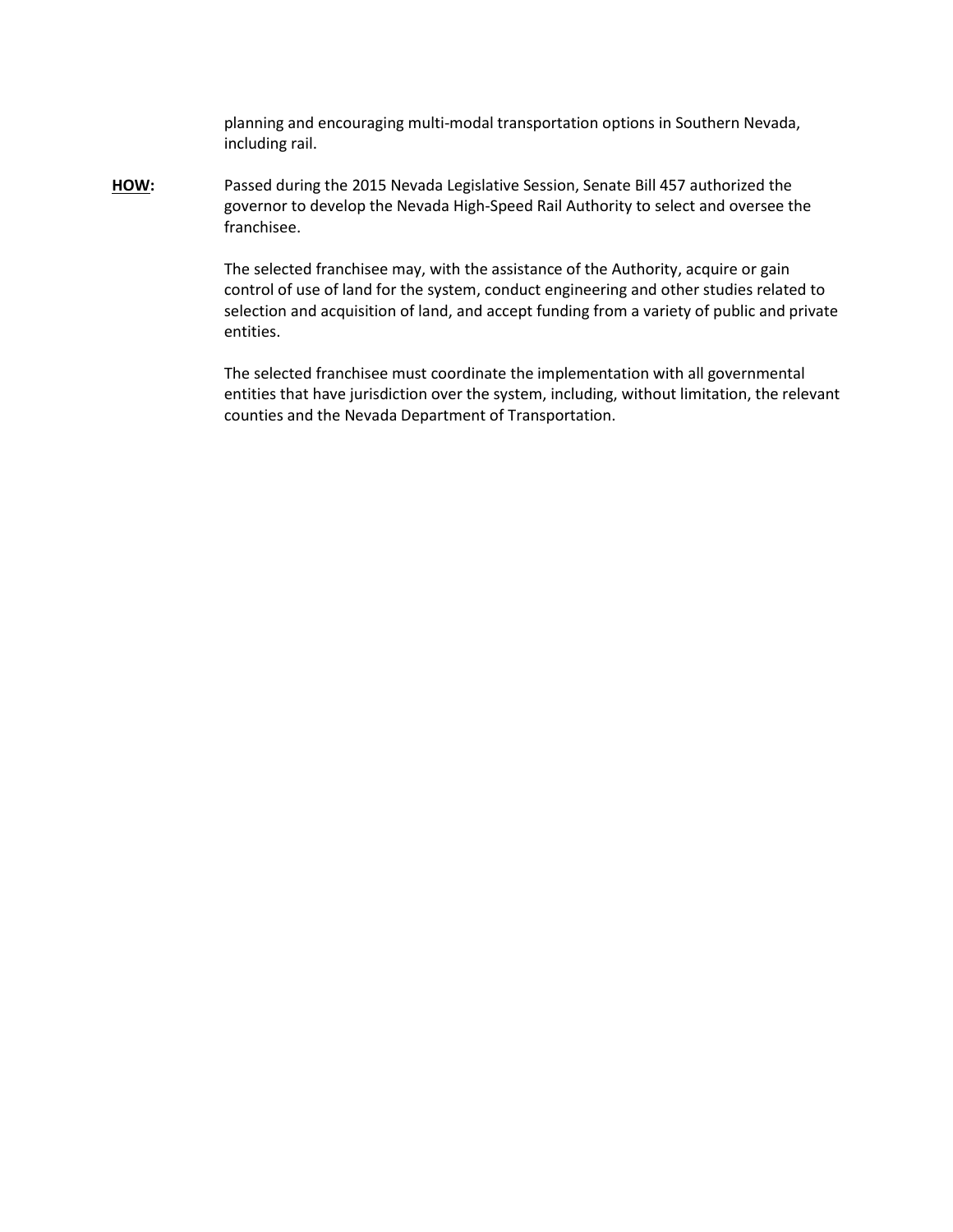planning and encouraging multi-modal transportation options in Southern Nevada, including rail.

**<u>HOW</u>:** Passed during the 2015 Nevada Legislative Session, Senate Bill 457 authorized the governor to develop the Nevada High-Speed Rail Authority to select and oversee the franchisee.

The selected franchisee may, with the assistance of the Authority, acquire or gain control of use of land for the system, conduct engineering and other studies related to selection and acquisition of land, and accept funding from a variety of public and private entities.

The selected franchisee must coordinate the implementation with all governmental entities that have jurisdiction over the system, including, without limitation, the relevant counties and the Nevada Department of Transportation.